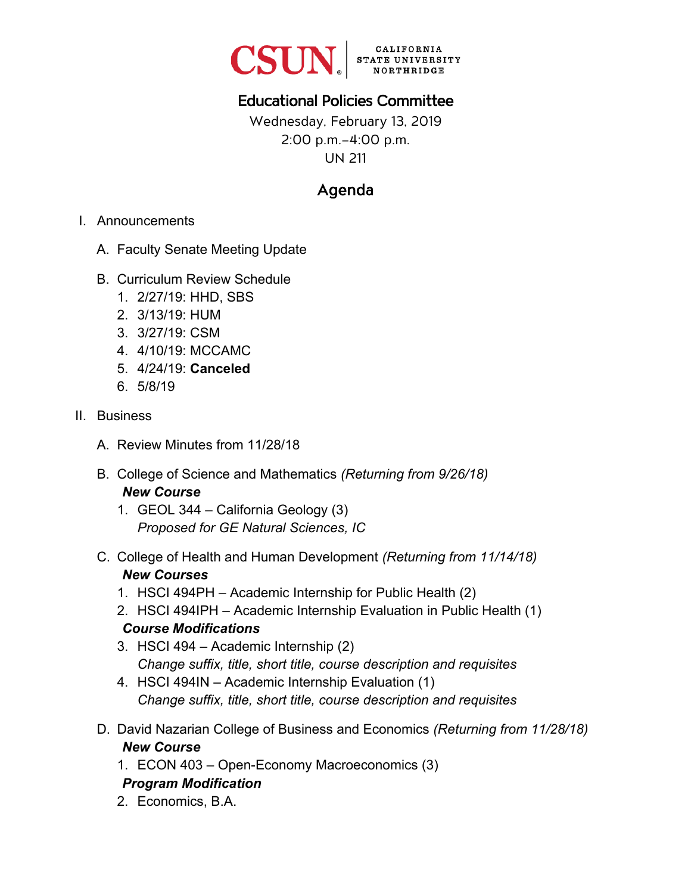CSUN CALIFORNIA STATE UNIVERSITY NORTHRIDGE

# Educational Policies Committee

Wednesday, February 13, 2019
2:00 p.m.–4:00 p.m.
UN 211

## Agenda

I. Announcements

A. Faculty Senate Meeting Update

B. Curriculum Review Schedule

1. 2/27/19: HHD, SBS
2. 3/13/19: HUM
3. 3/27/19: CSM
4. 4/10/19: MCCAMC
5. 4/24/19: **Canceled**
6. 5/8/19

II. Business

A. Review Minutes from 11/28/18

B. College of Science and Mathematics *(Returning from 9/26/18)*

***New Course***

1. GEOL 344 – California Geology (3)
   *Proposed for GE Natural Sciences, IC*

C. College of Health and Human Development *(Returning from 11/14/18)*

***New Courses***

1. HSCI 494PH – Academic Internship for Public Health (2)
2. HSCI 494IPH – Academic Internship Evaluation in Public Health (1)

***Course Modifications***

3. HSCI 494 – Academic Internship (2)
   *Change suffix, title, short title, course description and requisites*
4. HSCI 494IN – Academic Internship Evaluation (1)
   *Change suffix, title, short title, course description and requisites*

D. David Nazarian College of Business and Economics *(Returning from 11/28/18)*

***New Course***

1. ECON 403 – Open-Economy Macroeconomics (3)

***Program Modification***

2. Economics, B.A.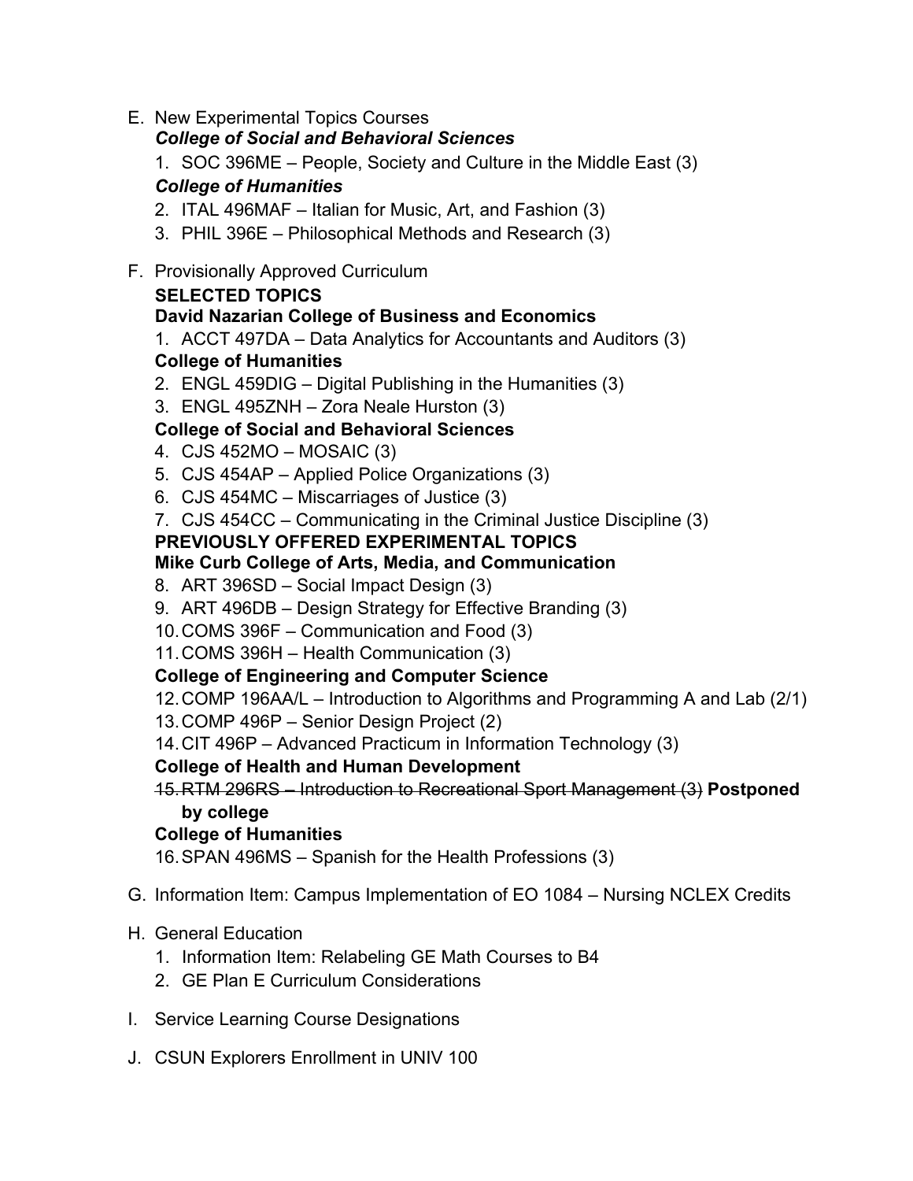E. New Experimental Topics Courses

***College of Social and Behavioral Sciences***

1. SOC 396ME – People, Society and Culture in the Middle East (3)

***College of Humanities***

2. ITAL 496MAF – Italian for Music, Art, and Fashion (3)
3. PHIL 396E – Philosophical Methods and Research (3)

F. Provisionally Approved Curriculum

**SELECTED TOPICS**

**David Nazarian College of Business and Economics**

1. ACCT 497DA – Data Analytics for Accountants and Auditors (3)

**College of Humanities**

2. ENGL 459DIG – Digital Publishing in the Humanities (3)
3. ENGL 495ZNH – Zora Neale Hurston (3)

**College of Social and Behavioral Sciences**

4. CJS 452MO – MOSAIC (3)
5. CJS 454AP – Applied Police Organizations (3)
6. CJS 454MC – Miscarriages of Justice (3)
7. CJS 454CC – Communicating in the Criminal Justice Discipline (3)

**PREVIOUSLY OFFERED EXPERIMENTAL TOPICS**

**Mike Curb College of Arts, Media, and Communication**

8. ART 396SD – Social Impact Design (3)
9. ART 496DB – Design Strategy for Effective Branding (3)
10. COMS 396F – Communication and Food (3)
11. COMS 396H – Health Communication (3)

**College of Engineering and Computer Science**

12. COMP 196AA/L – Introduction to Algorithms and Programming A and Lab (2/1)
13. COMP 496P – Senior Design Project (2)
14. CIT 496P – Advanced Practicum in Information Technology (3)

**College of Health and Human Development**

15. ~~RTM 296RS – Introduction to Recreational Sport Management (3)~~ **Postponed by college**

**College of Humanities**

16. SPAN 496MS – Spanish for the Health Professions (3)

G. Information Item: Campus Implementation of EO 1084 – Nursing NCLEX Credits

H. General Education

1. Information Item: Relabeling GE Math Courses to B4
2. GE Plan E Curriculum Considerations

I. Service Learning Course Designations

J. CSUN Explorers Enrollment in UNIV 100